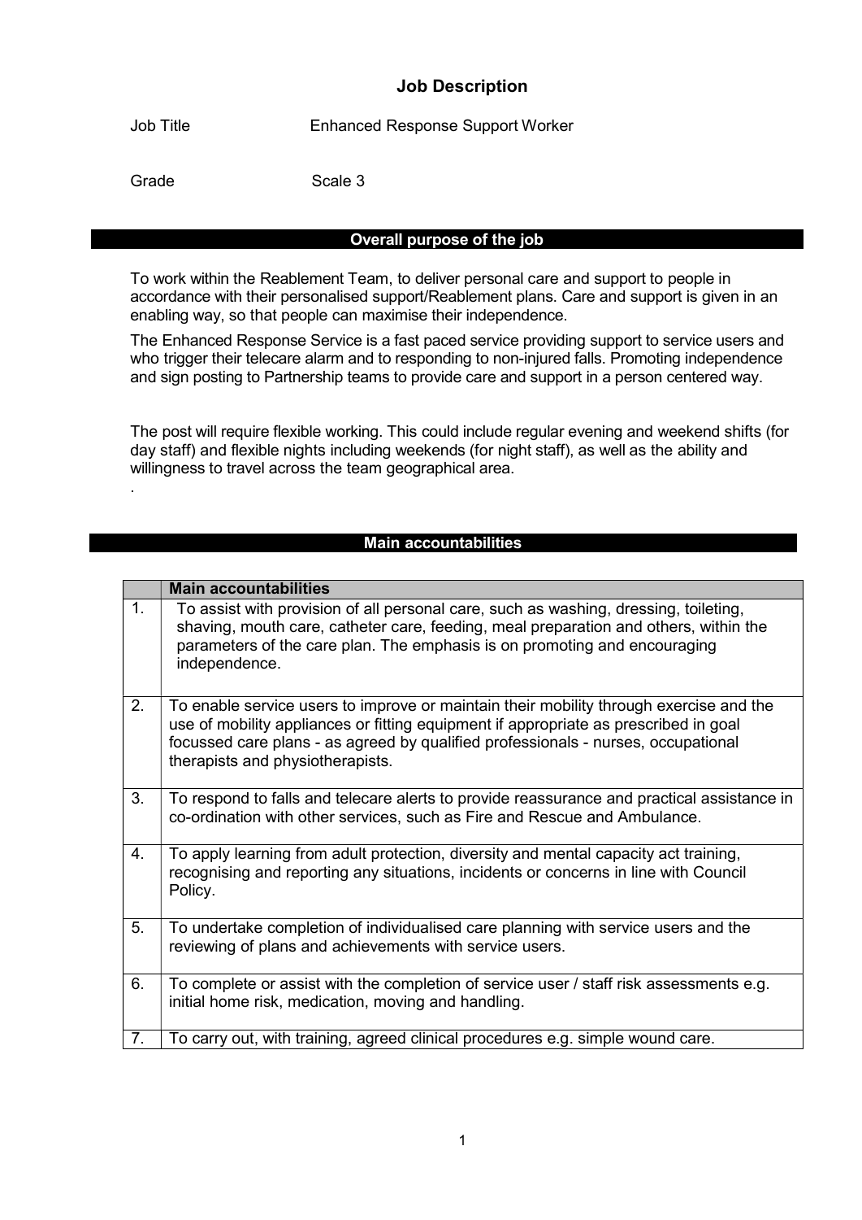# Job Description

Job Title Enhanced Response Support Worker

Grade Scale 3

## Overall purpose of the job

To work within the Reablement Team, to deliver personal care and support to people in accordance with their personalised support/Reablement plans. Care and support is given in an enabling way, so that people can maximise their independence.

The Enhanced Response Service is a fast paced service providing support to service users and who trigger their telecare alarm and to responding to non-injured falls. Promoting independence and sign posting to Partnership teams to provide care and support in a person centered way.

The post will require flexible working. This could include regular evening and weekend shifts (for day staff) and flexible nights including weekends (for night staff), as well as the ability and willingness to travel across the team geographical area.

.

## Main accountabilities

| | **Main accountabilities** |
|---|---|
| 1. | To assist with provision of all personal care, such as washing, dressing, toileting, shaving, mouth care, catheter care, feeding, meal preparation and others, within the parameters of the care plan. The emphasis is on promoting and encouraging independence. |
| 2. | To enable service users to improve or maintain their mobility through exercise and the use of mobility appliances or fitting equipment if appropriate as prescribed in goal focussed care plans - as agreed by qualified professionals - nurses, occupational therapists and physiotherapists. |
| 3. | To respond to falls and telecare alerts to provide reassurance and practical assistance in co-ordination with other services, such as Fire and Rescue and Ambulance. |
| 4. | To apply learning from adult protection, diversity and mental capacity act training, recognising and reporting any situations, incidents or concerns in line with Council Policy. |
| 5. | To undertake completion of individualised care planning with service users and the reviewing of plans and achievements with service users. |
| 6. | To complete or assist with the completion of service user / staff risk assessments e.g. initial home risk, medication, moving and handling. |
| 7. | To carry out, with training, agreed clinical procedures e.g. simple wound care. |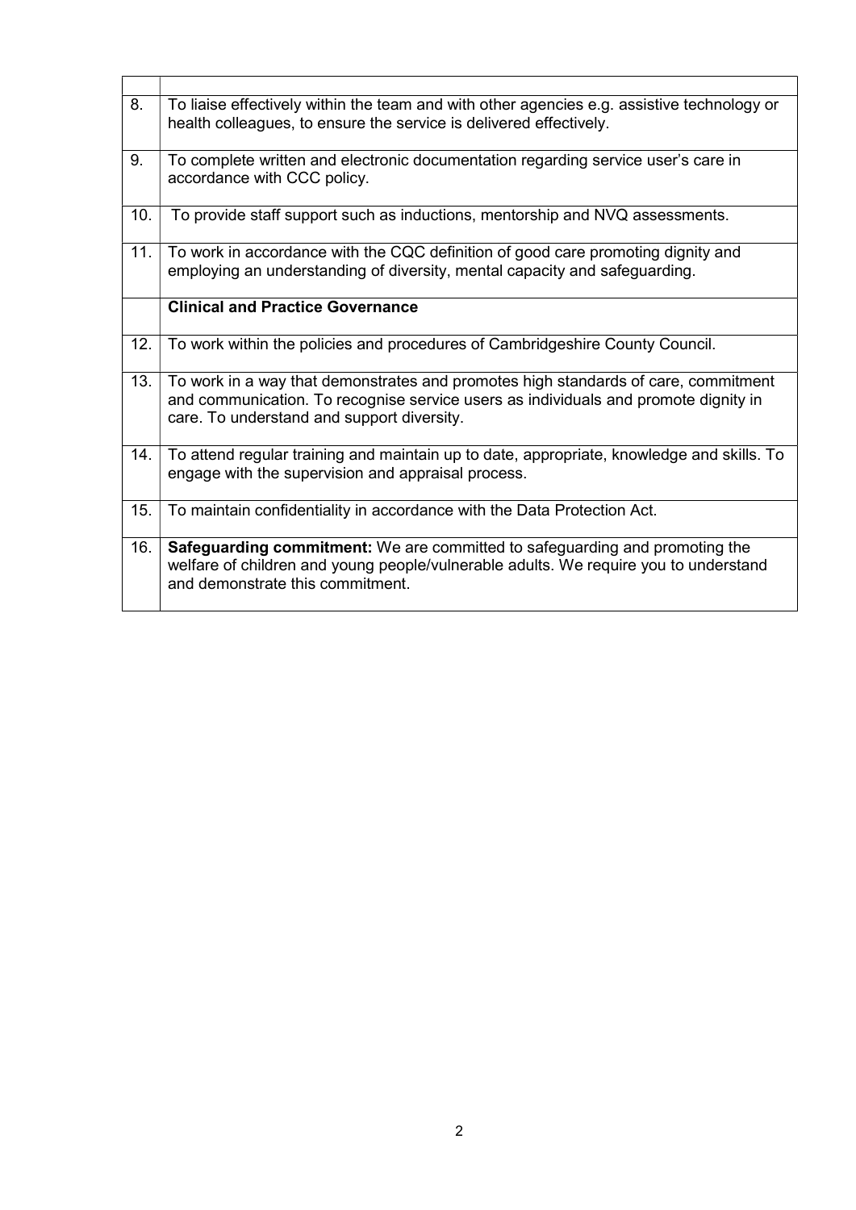| | |
|---|---|
| 8. | To liaise effectively within the team and with other agencies e.g. assistive technology or health colleagues, to ensure the service is delivered effectively. |
| 9. | To complete written and electronic documentation regarding service user's care in accordance with CCC policy. |
| 10. | To provide staff support such as inductions, mentorship and NVQ assessments. |
| 11. | To work in accordance with the CQC definition of good care promoting dignity and employing an understanding of diversity, mental capacity and safeguarding. |
| | **Clinical and Practice Governance** |
| 12. | To work within the policies and procedures of Cambridgeshire County Council. |
| 13. | To work in a way that demonstrates and promotes high standards of care, commitment and communication. To recognise service users as individuals and promote dignity in care. To understand and support diversity. |
| 14. | To attend regular training and maintain up to date, appropriate, knowledge and skills. To engage with the supervision and appraisal process. |
| 15. | To maintain confidentiality in accordance with the Data Protection Act. |
| 16. | **Safeguarding commitment:** We are committed to safeguarding and promoting the welfare of children and young people/vulnerable adults. We require you to understand and demonstrate this commitment. |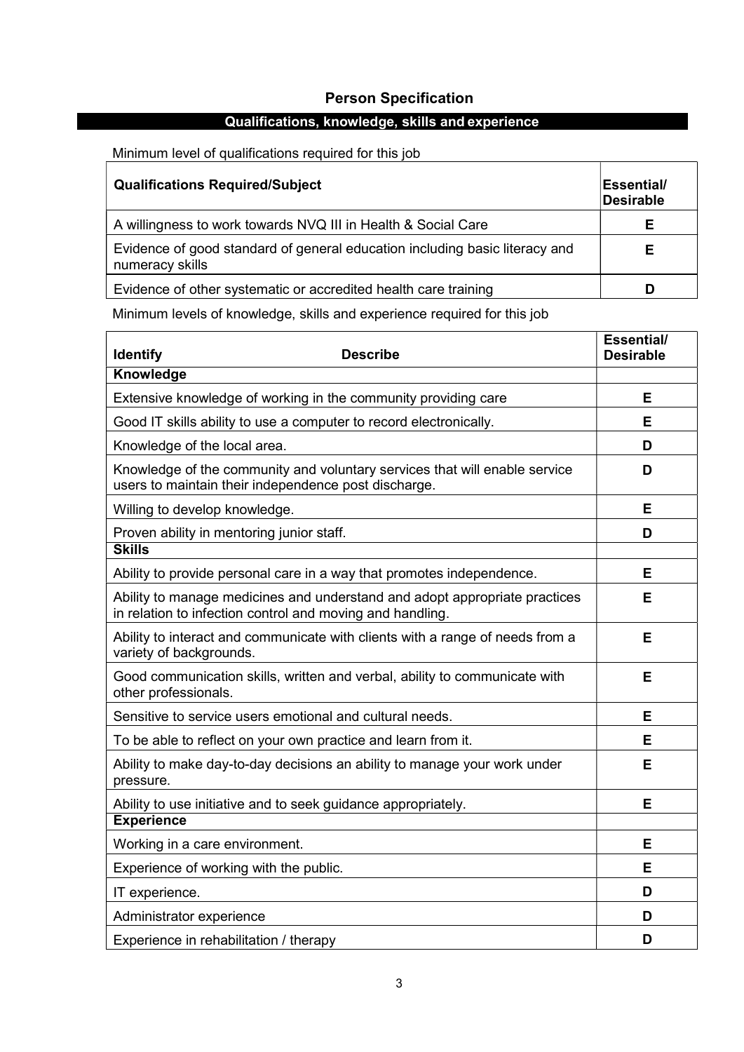## Person Specification

### Qualifications, knowledge, skills and experience

Minimum level of qualifications required for this job

| Qualifications Required/Subject | Essential/ Desirable |
|---|---|
| A willingness to work towards NVQ III in Health & Social Care | E |
| Evidence of good standard of general education including basic literacy and numeracy skills | E |
| Evidence of other systematic or accredited health care training | D |

Minimum levels of knowledge, skills and experience required for this job

| Identify Describe | Essential/ Desirable |
|---|---|
| **Knowledge** | |
| Extensive knowledge of working in the community providing care | E |
| Good IT skills ability to use a computer to record electronically. | E |
| Knowledge of the local area. | D |
| Knowledge of the community and voluntary services that will enable service users to maintain their independence post discharge. | D |
| Willing to develop knowledge. | E |
| Proven ability in mentoring junior staff. | D |
| **Skills** | |
| Ability to provide personal care in a way that promotes independence. | E |
| Ability to manage medicines and understand and adopt appropriate practices in relation to infection control and moving and handling. | E |
| Ability to interact and communicate with clients with a range of needs from a variety of backgrounds. | E |
| Good communication skills, written and verbal, ability to communicate with other professionals. | E |
| Sensitive to service users emotional and cultural needs. | E |
| To be able to reflect on your own practice and learn from it. | E |
| Ability to make day-to-day decisions an ability to manage your work under pressure. | E |
| Ability to use initiative and to seek guidance appropriately. | E |
| **Experience** | |
| Working in a care environment. | E |
| Experience of working with the public. | E |
| IT experience. | D |
| Administrator experience | D |
| Experience in rehabilitation / therapy | D |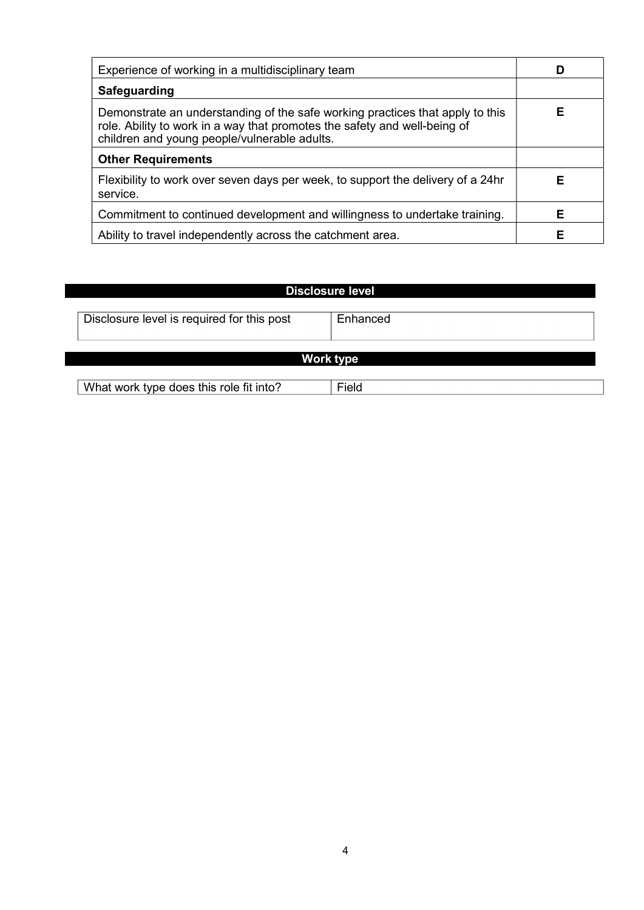| | |
|---|---|
| Experience of working in a multidisciplinary team | D |
| **Safeguarding** | |
| Demonstrate an understanding of the safe working practices that apply to this role. Ability to work in a way that promotes the safety and well-being of children and young people/vulnerable adults. | E |
| **Other Requirements** | |
| Flexibility to work over seven days per week, to support the delivery of a 24hr service. | E |
| Commitment to continued development and willingness to undertake training. | E |
| Ability to travel independently across the catchment area. | E |

## Disclosure level

| | |
|---|---|
| Disclosure level is required for this post | Enhanced |

## Work type

| | |
|---|---|
| What work type does this role fit into? | Field |